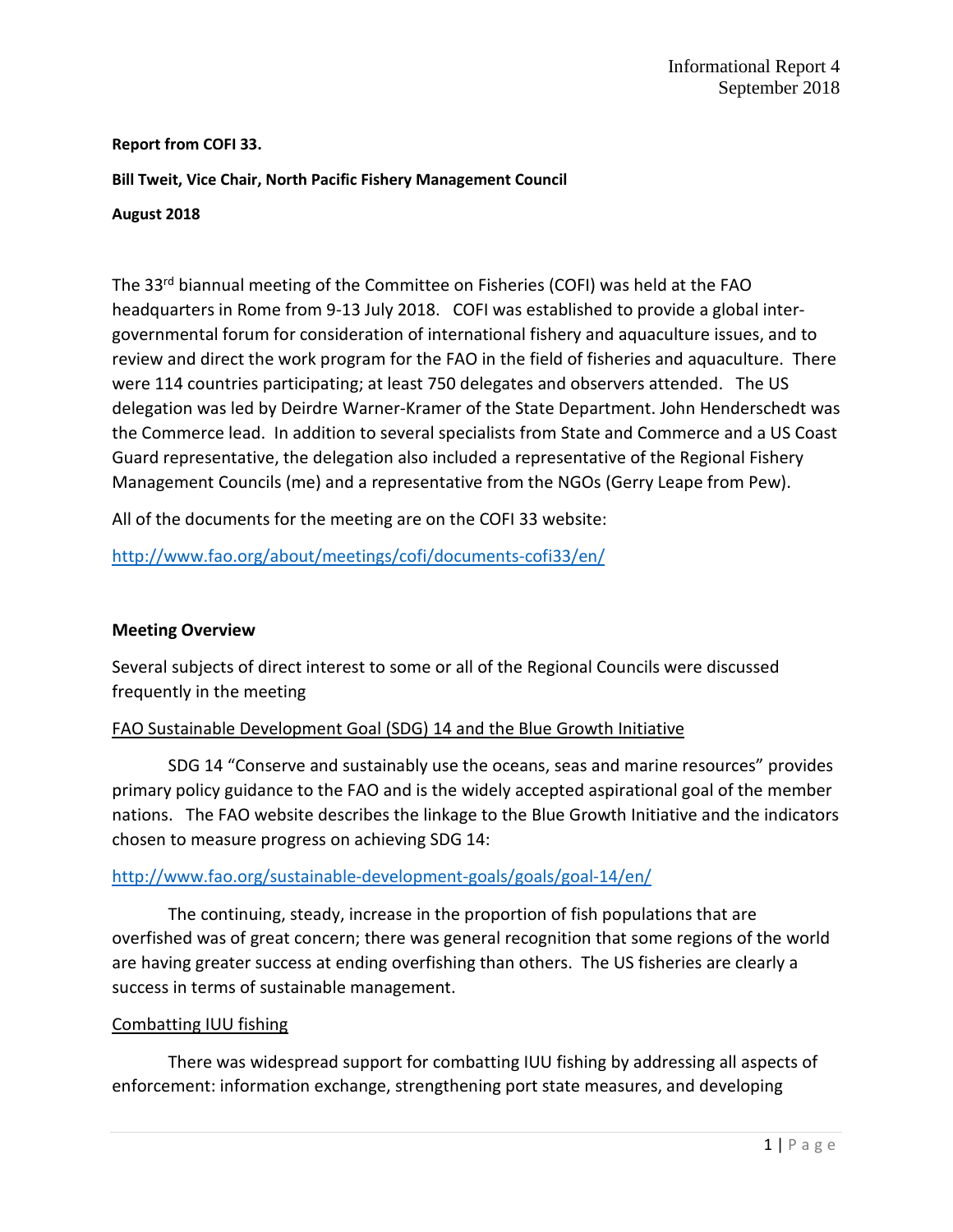Informational Report 4
September 2018

**Report from COFI 33.**

**Bill Tweit, Vice Chair, North Pacific Fishery Management Council**

**August 2018**

The 33rd biannual meeting of the Committee on Fisheries (COFI) was held at the FAO headquarters in Rome from 9-13 July 2018. COFI was established to provide a global inter-governmental forum for consideration of international fishery and aquaculture issues, and to review and direct the work program for the FAO in the field of fisheries and aquaculture. There were 114 countries participating; at least 750 delegates and observers attended. The US delegation was led by Deirdre Warner-Kramer of the State Department. John Henderschedt was the Commerce lead. In addition to several specialists from State and Commerce and a US Coast Guard representative, the delegation also included a representative of the Regional Fishery Management Councils (me) and a representative from the NGOs (Gerry Leape from Pew).

All of the documents for the meeting are on the COFI 33 website:

http://www.fao.org/about/meetings/cofi/documents-cofi33/en/

**Meeting Overview**

Several subjects of direct interest to some or all of the Regional Councils were discussed frequently in the meeting

<u>FAO Sustainable Development Goal (SDG) 14 and the Blue Growth Initiative</u>

SDG 14 "Conserve and sustainably use the oceans, seas and marine resources" provides primary policy guidance to the FAO and is the widely accepted aspirational goal of the member nations. The FAO website describes the linkage to the Blue Growth Initiative and the indicators chosen to measure progress on achieving SDG 14:

http://www.fao.org/sustainable-development-goals/goals/goal-14/en/

The continuing, steady, increase in the proportion of fish populations that are overfished was of great concern; there was general recognition that some regions of the world are having greater success at ending overfishing than others. The US fisheries are clearly a success in terms of sustainable management.

<u>Combatting IUU fishing</u>

There was widespread support for combatting IUU fishing by addressing all aspects of enforcement: information exchange, strengthening port state measures, and developing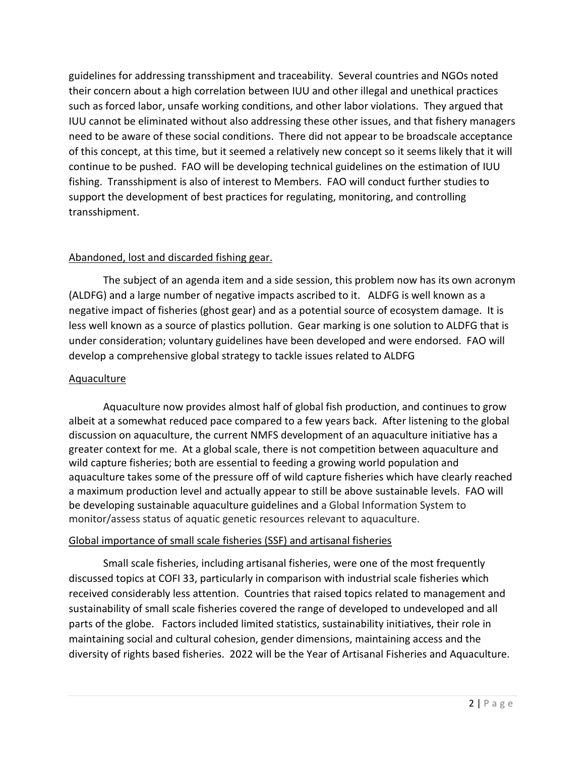guidelines for addressing transshipment and traceability. Several countries and NGOs noted their concern about a high correlation between IUU and other illegal and unethical practices such as forced labor, unsafe working conditions, and other labor violations. They argued that IUU cannot be eliminated without also addressing these other issues, and that fishery managers need to be aware of these social conditions. There did not appear to be broadscale acceptance of this concept, at this time, but it seemed a relatively new concept so it seems likely that it will continue to be pushed. FAO will be developing technical guidelines on the estimation of IUU fishing. Transshipment is also of interest to Members. FAO will conduct further studies to support the development of best practices for regulating, monitoring, and controlling transshipment.

## Abandoned, lost and discarded fishing gear.

The subject of an agenda item and a side session, this problem now has its own acronym (ALDFG) and a large number of negative impacts ascribed to it. ALDFG is well known as a negative impact of fisheries (ghost gear) and as a potential source of ecosystem damage. It is less well known as a source of plastics pollution. Gear marking is one solution to ALDFG that is under consideration; voluntary guidelines have been developed and were endorsed. FAO will develop a comprehensive global strategy to tackle issues related to ALDFG

## Aquaculture

Aquaculture now provides almost half of global fish production, and continues to grow albeit at a somewhat reduced pace compared to a few years back. After listening to the global discussion on aquaculture, the current NMFS development of an aquaculture initiative has a greater context for me. At a global scale, there is not competition between aquaculture and wild capture fisheries; both are essential to feeding a growing world population and aquaculture takes some of the pressure off of wild capture fisheries which have clearly reached a maximum production level and actually appear to still be above sustainable levels. FAO will be developing sustainable aquaculture guidelines and a Global Information System to monitor/assess status of aquatic genetic resources relevant to aquaculture.

## Global importance of small scale fisheries (SSF) and artisanal fisheries

Small scale fisheries, including artisanal fisheries, were one of the most frequently discussed topics at COFI 33, particularly in comparison with industrial scale fisheries which received considerably less attention. Countries that raised topics related to management and sustainability of small scale fisheries covered the range of developed to undeveloped and all parts of the globe. Factors included limited statistics, sustainability initiatives, their role in maintaining social and cultural cohesion, gender dimensions, maintaining access and the diversity of rights based fisheries. 2022 will be the Year of Artisanal Fisheries and Aquaculture.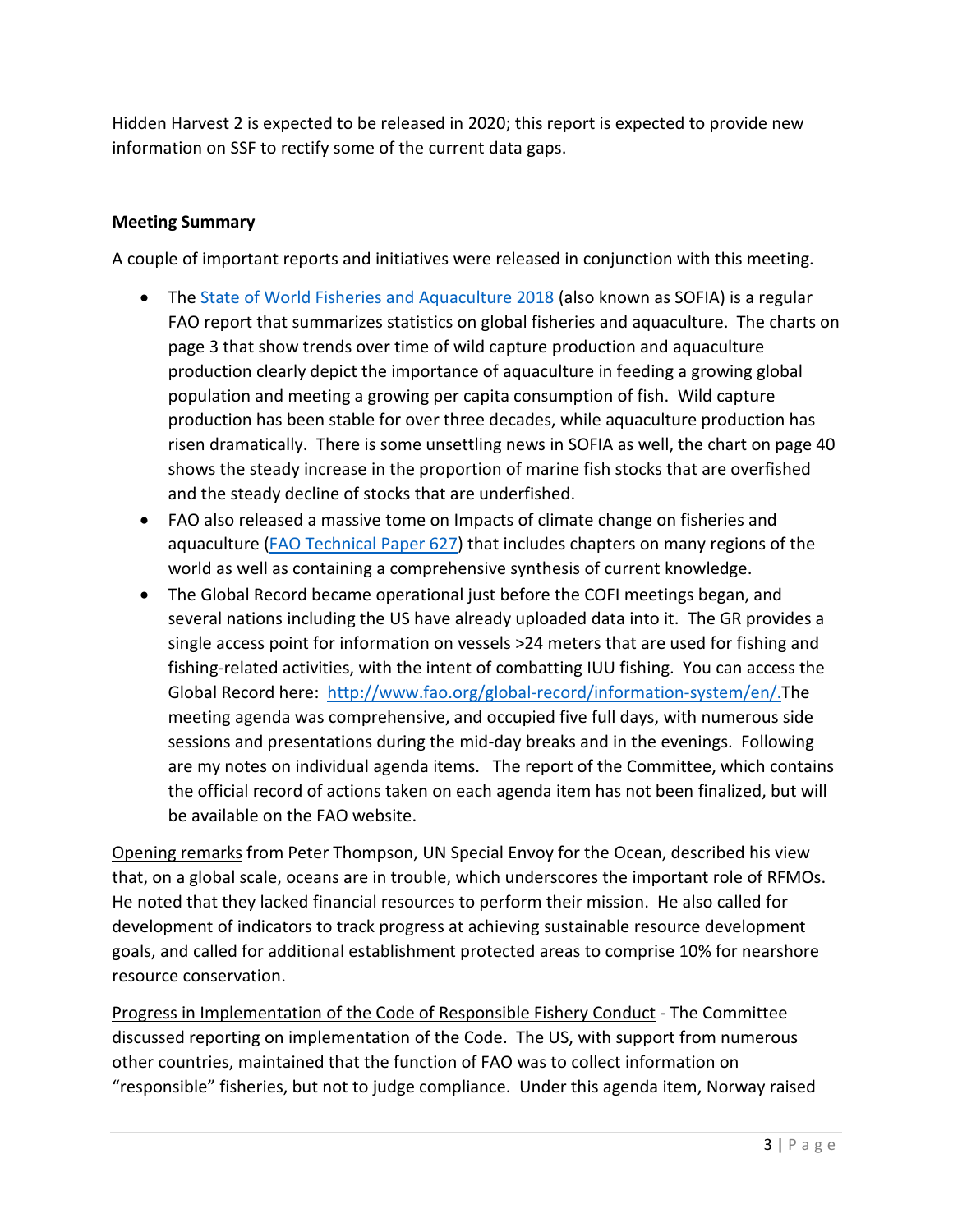Hidden Harvest 2 is expected to be released in 2020; this report is expected to provide new information on SSF to rectify some of the current data gaps.

**Meeting Summary**

A couple of important reports and initiatives were released in conjunction with this meeting.

- The [State of World Fisheries and Aquaculture 2018](#) (also known as SOFIA) is a regular FAO report that summarizes statistics on global fisheries and aquaculture. The charts on page 3 that show trends over time of wild capture production and aquaculture production clearly depict the importance of aquaculture in feeding a growing global population and meeting a growing per capita consumption of fish. Wild capture production has been stable for over three decades, while aquaculture production has risen dramatically. There is some unsettling news in SOFIA as well, the chart on page 40 shows the steady increase in the proportion of marine fish stocks that are overfished and the steady decline of stocks that are underfished.
- FAO also released a massive tome on Impacts of climate change on fisheries and aquaculture ([FAO Technical Paper 627](#)) that includes chapters on many regions of the world as well as containing a comprehensive synthesis of current knowledge.
- The Global Record became operational just before the COFI meetings began, and several nations including the US have already uploaded data into it. The GR provides a single access point for information on vessels >24 meters that are used for fishing and fishing-related activities, with the intent of combatting IUU fishing. You can access the Global Record here: http://www.fao.org/global-record/information-system/en/.The meeting agenda was comprehensive, and occupied five full days, with numerous side sessions and presentations during the mid-day breaks and in the evenings. Following are my notes on individual agenda items. The report of the Committee, which contains the official record of actions taken on each agenda item has not been finalized, but will be available on the FAO website.

<u>Opening remarks</u> from Peter Thompson, UN Special Envoy for the Ocean, described his view that, on a global scale, oceans are in trouble, which underscores the important role of RFMOs. He noted that they lacked financial resources to perform their mission. He also called for development of indicators to track progress at achieving sustainable resource development goals, and called for additional establishment protected areas to comprise 10% for nearshore resource conservation.

<u>Progress in Implementation of the Code of Responsible Fishery Conduct</u> - The Committee discussed reporting on implementation of the Code. The US, with support from numerous other countries, maintained that the function of FAO was to collect information on "responsible" fisheries, but not to judge compliance. Under this agenda item, Norway raised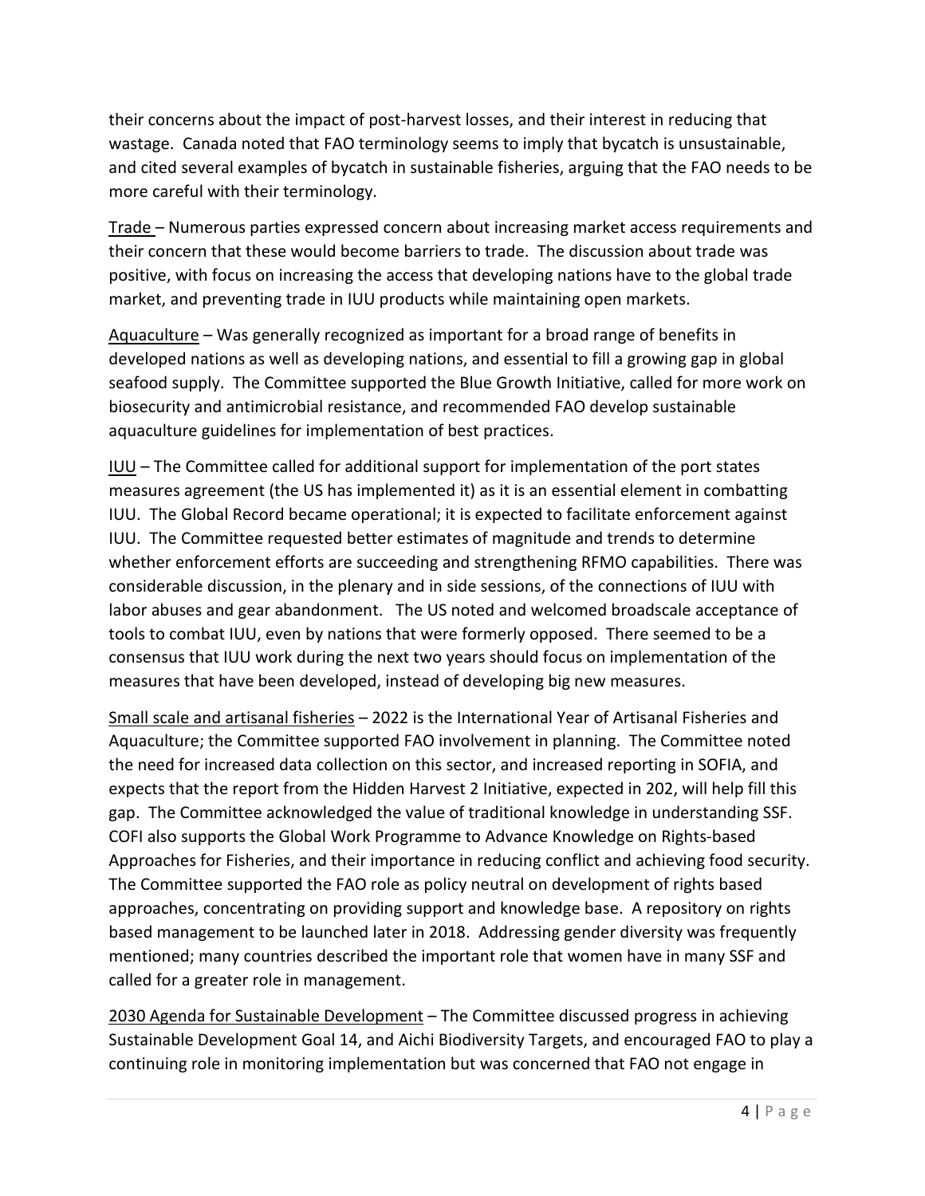their concerns about the impact of post-harvest losses, and their interest in reducing that wastage. Canada noted that FAO terminology seems to imply that bycatch is unsustainable, and cited several examples of bycatch in sustainable fisheries, arguing that the FAO needs to be more careful with their terminology.

<u>Trade</u> – Numerous parties expressed concern about increasing market access requirements and their concern that these would become barriers to trade. The discussion about trade was positive, with focus on increasing the access that developing nations have to the global trade market, and preventing trade in IUU products while maintaining open markets.

<u>Aquaculture</u> – Was generally recognized as important for a broad range of benefits in developed nations as well as developing nations, and essential to fill a growing gap in global seafood supply. The Committee supported the Blue Growth Initiative, called for more work on biosecurity and antimicrobial resistance, and recommended FAO develop sustainable aquaculture guidelines for implementation of best practices.

<u>IUU</u> – The Committee called for additional support for implementation of the port states measures agreement (the US has implemented it) as it is an essential element in combatting IUU. The Global Record became operational; it is expected to facilitate enforcement against IUU. The Committee requested better estimates of magnitude and trends to determine whether enforcement efforts are succeeding and strengthening RFMO capabilities. There was considerable discussion, in the plenary and in side sessions, of the connections of IUU with labor abuses and gear abandonment. The US noted and welcomed broadscale acceptance of tools to combat IUU, even by nations that were formerly opposed. There seemed to be a consensus that IUU work during the next two years should focus on implementation of the measures that have been developed, instead of developing big new measures.

<u>Small scale and artisanal fisheries</u> – 2022 is the International Year of Artisanal Fisheries and Aquaculture; the Committee supported FAO involvement in planning. The Committee noted the need for increased data collection on this sector, and increased reporting in SOFIA, and expects that the report from the Hidden Harvest 2 Initiative, expected in 202, will help fill this gap. The Committee acknowledged the value of traditional knowledge in understanding SSF. COFI also supports the Global Work Programme to Advance Knowledge on Rights-based Approaches for Fisheries, and their importance in reducing conflict and achieving food security. The Committee supported the FAO role as policy neutral on development of rights based approaches, concentrating on providing support and knowledge base. A repository on rights based management to be launched later in 2018. Addressing gender diversity was frequently mentioned; many countries described the important role that women have in many SSF and called for a greater role in management.

<u>2030 Agenda for Sustainable Development</u> – The Committee discussed progress in achieving Sustainable Development Goal 14, and Aichi Biodiversity Targets, and encouraged FAO to play a continuing role in monitoring implementation but was concerned that FAO not engage in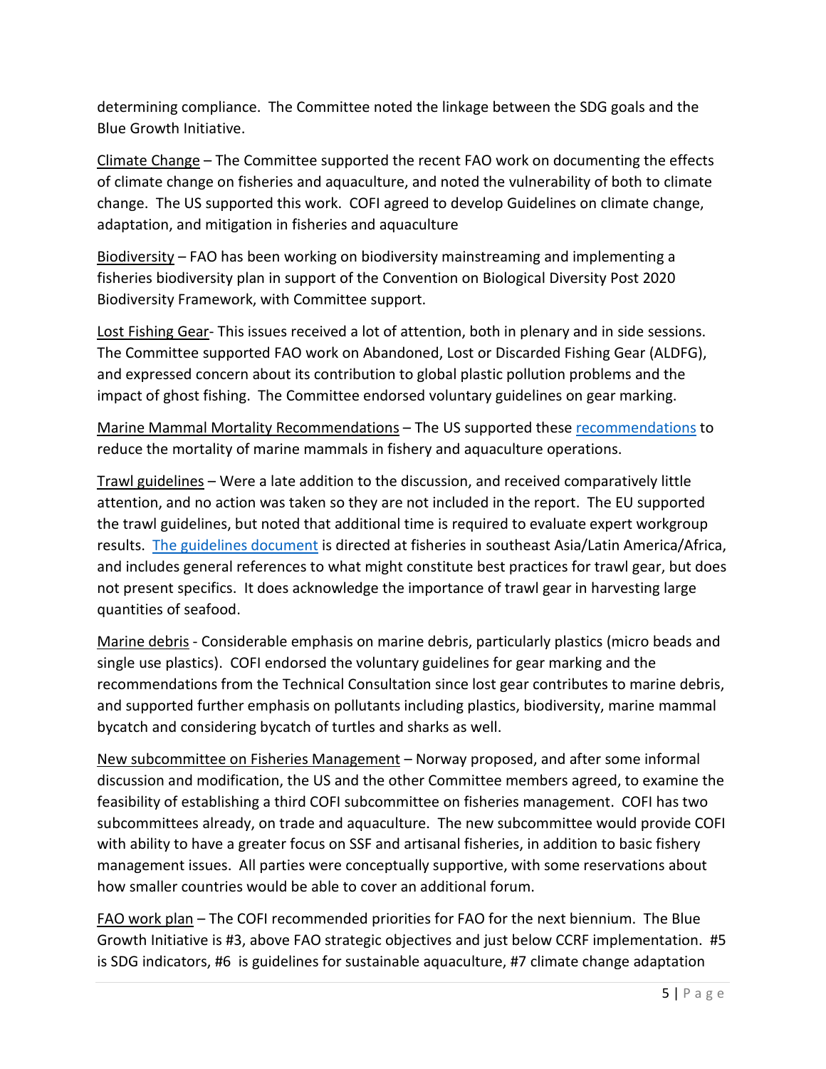determining compliance. The Committee noted the linkage between the SDG goals and the Blue Growth Initiative.

Climate Change – The Committee supported the recent FAO work on documenting the effects of climate change on fisheries and aquaculture, and noted the vulnerability of both to climate change. The US supported this work. COFI agreed to develop Guidelines on climate change, adaptation, and mitigation in fisheries and aquaculture

Biodiversity – FAO has been working on biodiversity mainstreaming and implementing a fisheries biodiversity plan in support of the Convention on Biological Diversity Post 2020 Biodiversity Framework, with Committee support.

Lost Fishing Gear- This issues received a lot of attention, both in plenary and in side sessions. The Committee supported FAO work on Abandoned, Lost or Discarded Fishing Gear (ALDFG), and expressed concern about its contribution to global plastic pollution problems and the impact of ghost fishing. The Committee endorsed voluntary guidelines on gear marking.

Marine Mammal Mortality Recommendations – The US supported these recommendations to reduce the mortality of marine mammals in fishery and aquaculture operations.

Trawl guidelines – Were a late addition to the discussion, and received comparatively little attention, and no action was taken so they are not included in the report. The EU supported the trawl guidelines, but noted that additional time is required to evaluate expert workgroup results. The guidelines document is directed at fisheries in southeast Asia/Latin America/Africa, and includes general references to what might constitute best practices for trawl gear, but does not present specifics. It does acknowledge the importance of trawl gear in harvesting large quantities of seafood.

Marine debris - Considerable emphasis on marine debris, particularly plastics (micro beads and single use plastics). COFI endorsed the voluntary guidelines for gear marking and the recommendations from the Technical Consultation since lost gear contributes to marine debris, and supported further emphasis on pollutants including plastics, biodiversity, marine mammal bycatch and considering bycatch of turtles and sharks as well.

New subcommittee on Fisheries Management – Norway proposed, and after some informal discussion and modification, the US and the other Committee members agreed, to examine the feasibility of establishing a third COFI subcommittee on fisheries management. COFI has two subcommittees already, on trade and aquaculture. The new subcommittee would provide COFI with ability to have a greater focus on SSF and artisanal fisheries, in addition to basic fishery management issues. All parties were conceptually supportive, with some reservations about how smaller countries would be able to cover an additional forum.

FAO work plan – The COFI recommended priorities for FAO for the next biennium. The Blue Growth Initiative is #3, above FAO strategic objectives and just below CCRF implementation. #5 is SDG indicators, #6 is guidelines for sustainable aquaculture, #7 climate change adaptation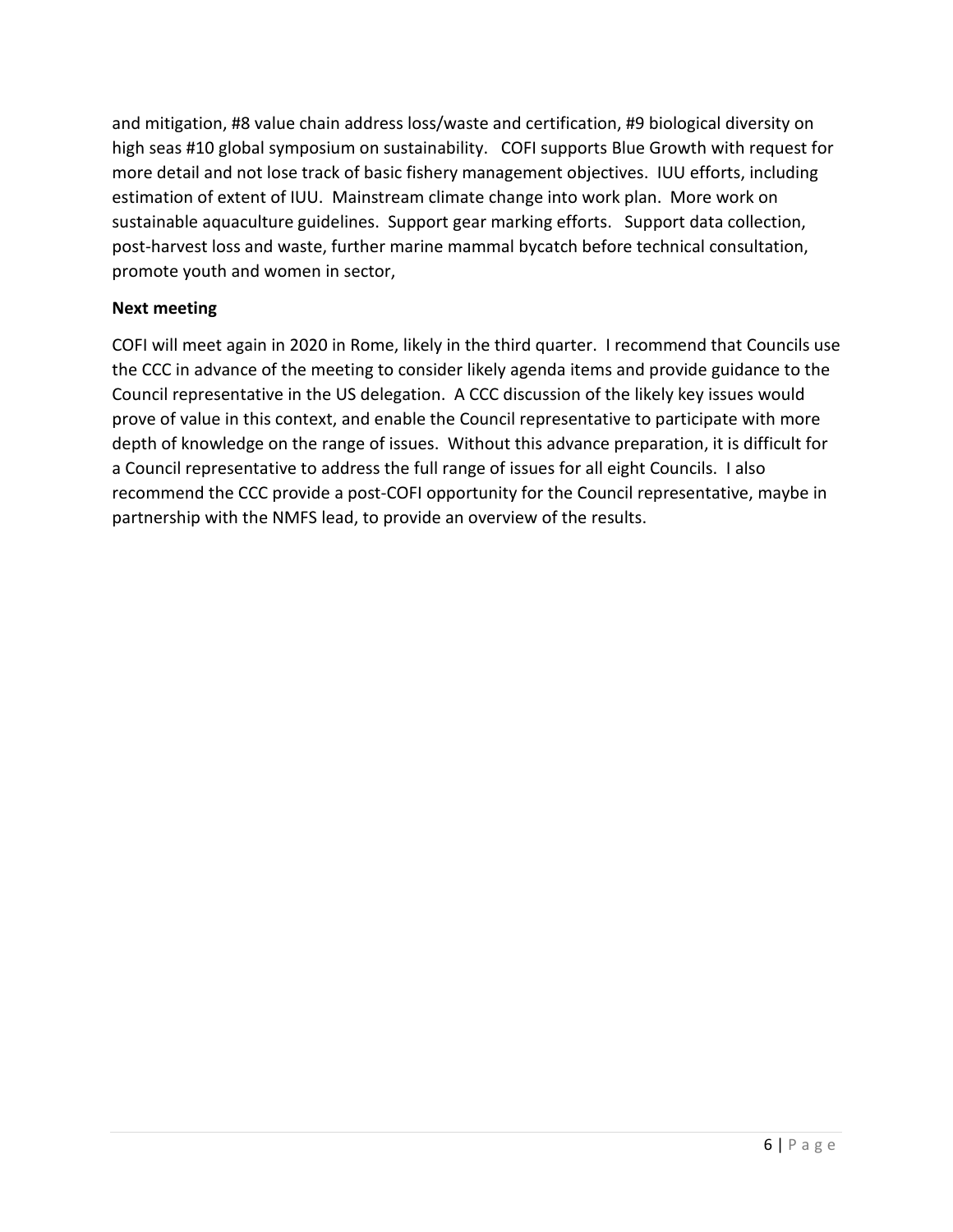and mitigation, #8 value chain address loss/waste and certification, #9 biological diversity on high seas #10 global symposium on sustainability.  COFI supports Blue Growth with request for more detail and not lose track of basic fishery management objectives.  IUU efforts, including estimation of extent of IUU.  Mainstream climate change into work plan.  More work on sustainable aquaculture guidelines.  Support gear marking efforts.  Support data collection, post-harvest loss and waste, further marine mammal bycatch before technical consultation, promote youth and women in sector,

**Next meeting**

COFI will meet again in 2020 in Rome, likely in the third quarter.  I recommend that Councils use the CCC in advance of the meeting to consider likely agenda items and provide guidance to the Council representative in the US delegation.  A CCC discussion of the likely key issues would prove of value in this context, and enable the Council representative to participate with more depth of knowledge on the range of issues.  Without this advance preparation, it is difficult for a Council representative to address the full range of issues for all eight Councils.  I also recommend the CCC provide a post-COFI opportunity for the Council representative, maybe in partnership with the NMFS lead, to provide an overview of the results.